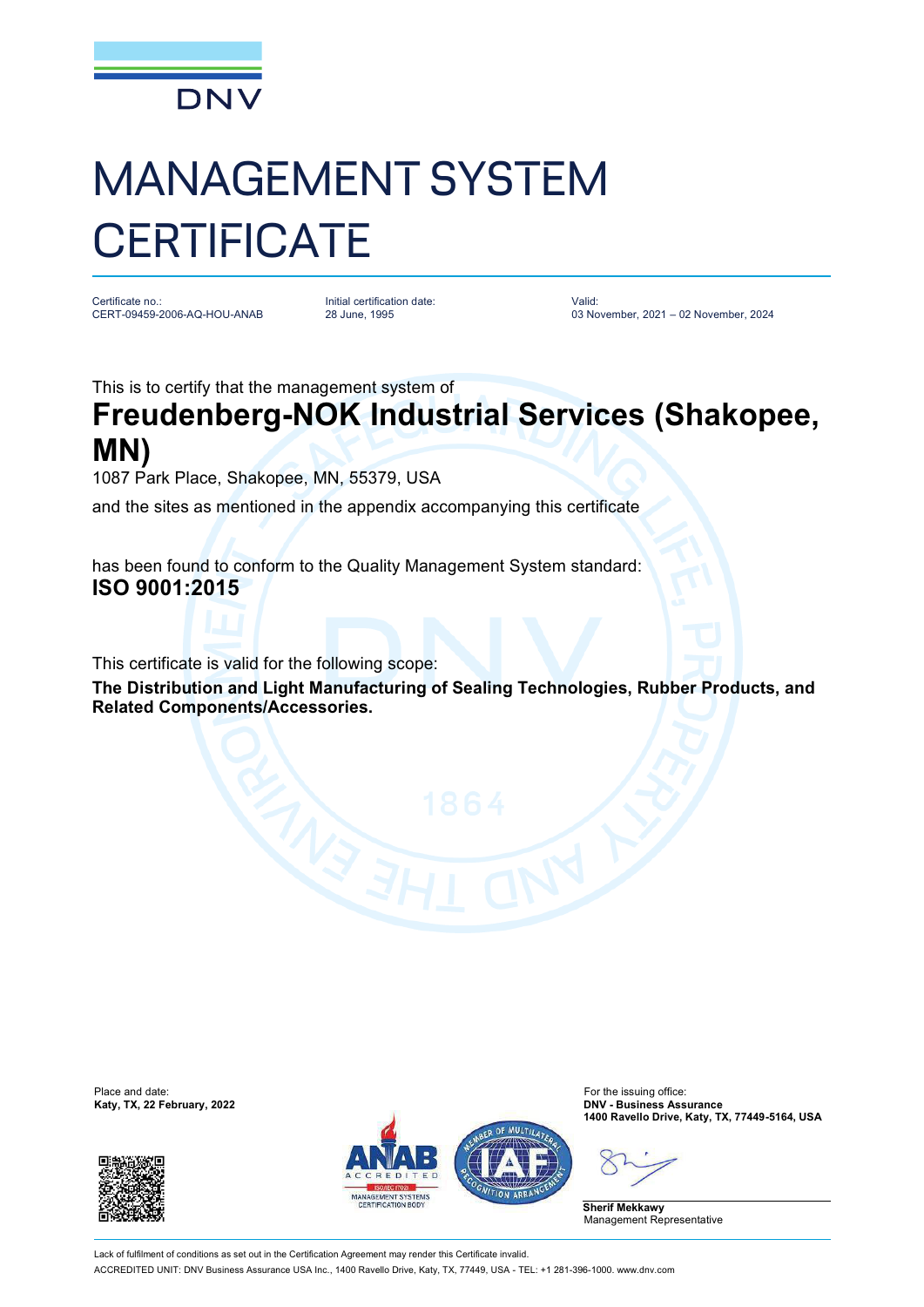DNV

# MANAGEMENT SYSTEM CERTIFICATE

Certificate no.:
CERT-09459-2006-AQ-HOU-ANAB

Initial certification date:
28 June, 1995

Valid:
03 November, 2021 – 02 November, 2024

This is to certify that the management system of

## Freudenberg-NOK Industrial Services (Shakopee, MN)

1087 Park Place, Shakopee, MN, 55379, USA

and the sites as mentioned in the appendix accompanying this certificate

has been found to conform to the Quality Management System standard:

**ISO 9001:2015**

This certificate is valid for the following scope:

**The Distribution and Light Manufacturing of Sealing Technologies, Rubber Products, and Related Components/Accessories.**

Place and date:
**Katy, TX, 22 February, 2022**

For the issuing office:
**DNV - Business Assurance**
**1400 Ravello Drive, Katy, TX, 77449-5164, USA**

**Sherif Mekkawy**
Management Representative

Lack of fulfilment of conditions as set out in the Certification Agreement may render this Certificate invalid.

ACCREDITED UNIT: DNV Business Assurance USA Inc., 1400 Ravello Drive, Katy, TX, 77449, USA - TEL: +1 281-396-1000. www.dnv.com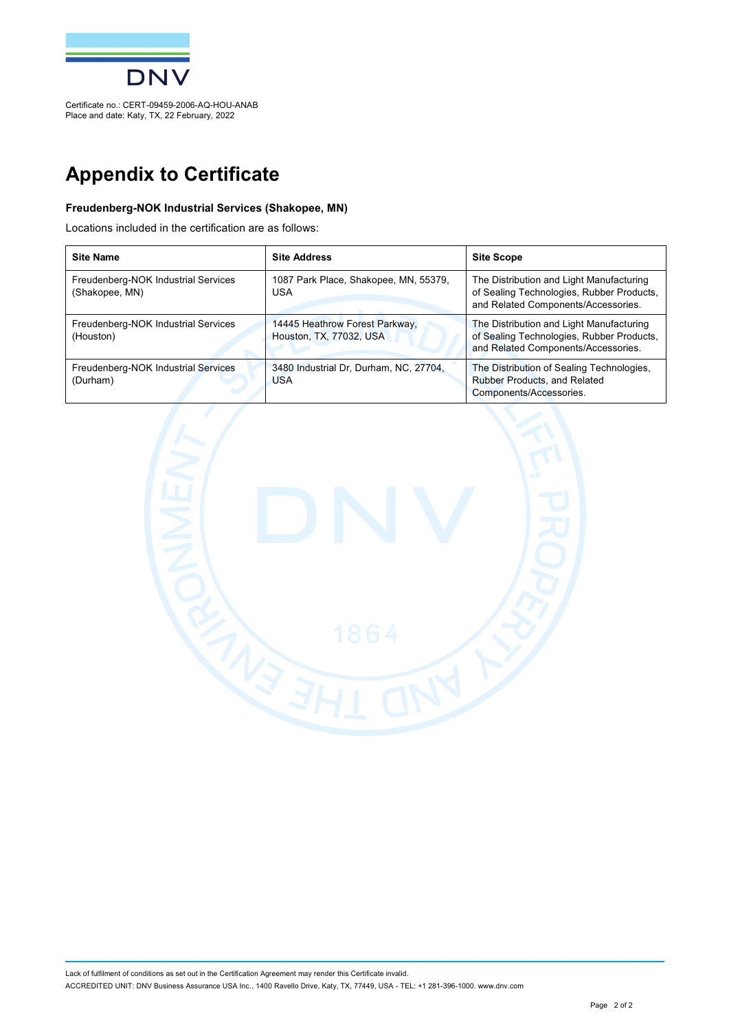Certificate no.: CERT-09459-2006-AQ-HOU-ANAB
Place and date: Katy, TX, 22 February, 2022

# Appendix to Certificate

**Freudenberg-NOK Industrial Services (Shakopee, MN)**

Locations included in the certification are as follows:

| Site Name | Site Address | Site Scope |
|---|---|---|
| Freudenberg-NOK Industrial Services (Shakopee, MN) | 1087 Park Place, Shakopee, MN, 55379, USA | The Distribution and Light Manufacturing of Sealing Technologies, Rubber Products, and Related Components/Accessories. |
| Freudenberg-NOK Industrial Services (Houston) | 14445 Heathrow Forest Parkway, Houston, TX, 77032, USA | The Distribution and Light Manufacturing of Sealing Technologies, Rubber Products, and Related Components/Accessories. |
| Freudenberg-NOK Industrial Services (Durham) | 3480 Industrial Dr, Durham, NC, 27704, USA | The Distribution of Sealing Technologies, Rubber Products, and Related Components/Accessories. |

Lack of fulfilment of conditions as set out in the Certification Agreement may render this Certificate invalid.
ACCREDITED UNIT: DNV Business Assurance USA Inc., 1400 Ravello Drive, Katy, TX, 77449, USA - TEL: +1 281-396-1000. www.dnv.com